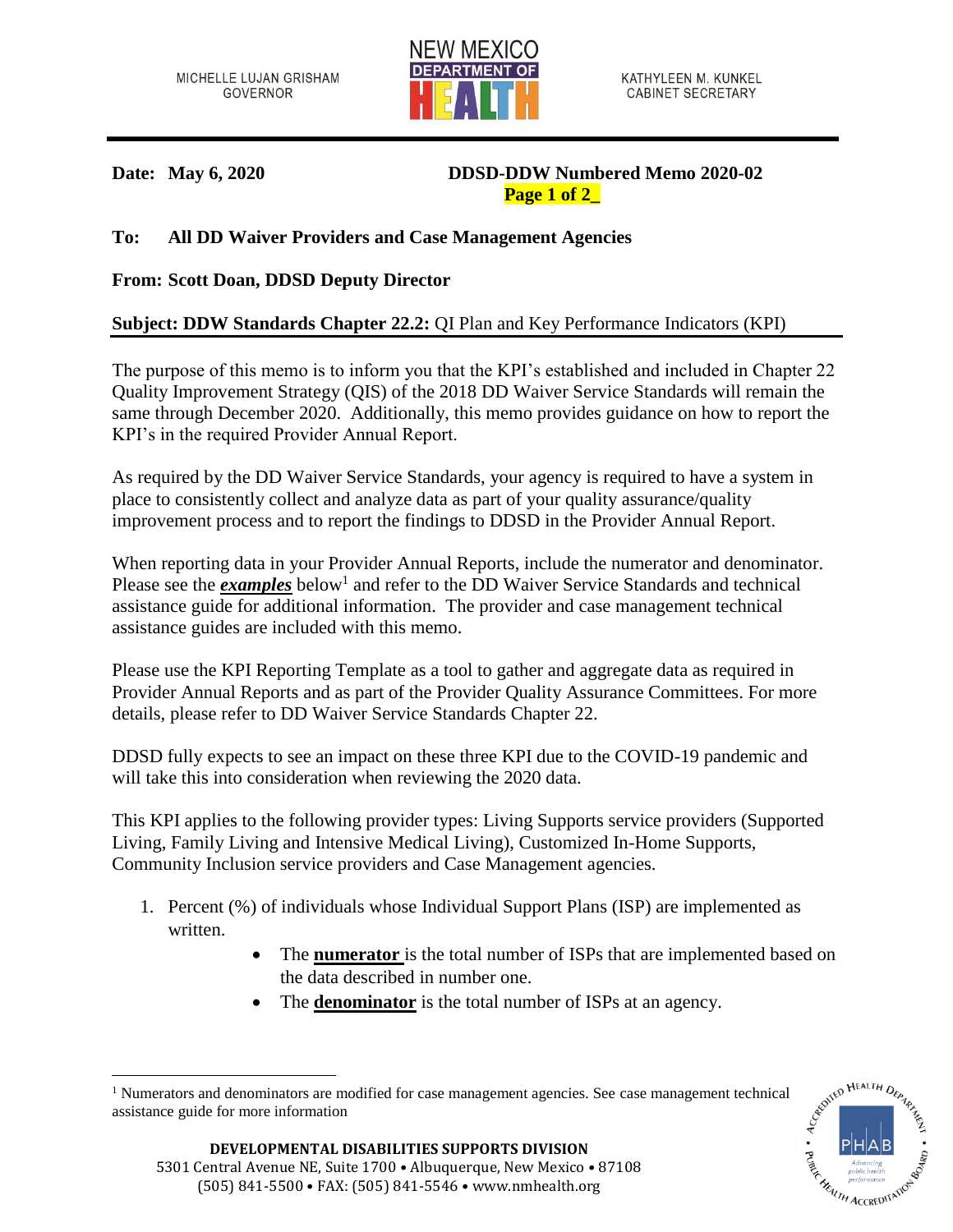MICHELLE LUJAN GRISHAM
GOVERNOR

NEW MEXICO DEPARTMENT OF HEALTH

KATHYLEEN M. KUNKEL
CABINET SECRETARY

**Date: May 6, 2020** **DDSD-DDW Numbered Memo 2020-02**

**To: All DD Waiver Providers and Case Management Agencies**

**From: Scott Doan, DDSD Deputy Director**

**Subject: DDW Standards Chapter 22.2:** QI Plan and Key Performance Indicators (KPI)

The purpose of this memo is to inform you that the KPI's established and included in Chapter 22 Quality Improvement Strategy (QIS) of the 2018 DD Waiver Service Standards will remain the same through December 2020. Additionally, this memo provides guidance on how to report the KPI's in the required Provider Annual Report.

As required by the DD Waiver Service Standards, your agency is required to have a system in place to consistently collect and analyze data as part of your quality assurance/quality improvement process and to report the findings to DDSD in the Provider Annual Report.

When reporting data in your Provider Annual Reports, include the numerator and denominator. Please see the ***examples*** below[1] and refer to the DD Waiver Service Standards and technical assistance guide for additional information. The provider and case management technical assistance guides are included with this memo.

Please use the KPI Reporting Template as a tool to gather and aggregate data as required in Provider Annual Reports and as part of the Provider Quality Assurance Committees. For more details, please refer to DD Waiver Service Standards Chapter 22.

DDSD fully expects to see an impact on these three KPI due to the COVID-19 pandemic and will take this into consideration when reviewing the 2020 data.

This KPI applies to the following provider types: Living Supports service providers (Supported Living, Family Living and Intensive Medical Living), Customized In-Home Supports, Community Inclusion service providers and Case Management agencies.

1. Percent (%) of individuals whose Individual Support Plans (ISP) are implemented as written.
    - The **numerator** is the total number of ISPs that are implemented based on the data described in number one.
    - The **denominator** is the total number of ISPs at an agency.

[1] Numerators and denominators are modified for case management agencies. See case management technical assistance guide for more information

**DEVELOPMENTAL DISABILITIES SUPPORTS DIVISION**
5301 Central Avenue NE, Suite 1700 • Albuquerque, New Mexico • 87108
(505) 841-5500 • FAX: (505) 841-5546 • www.nmhealth.org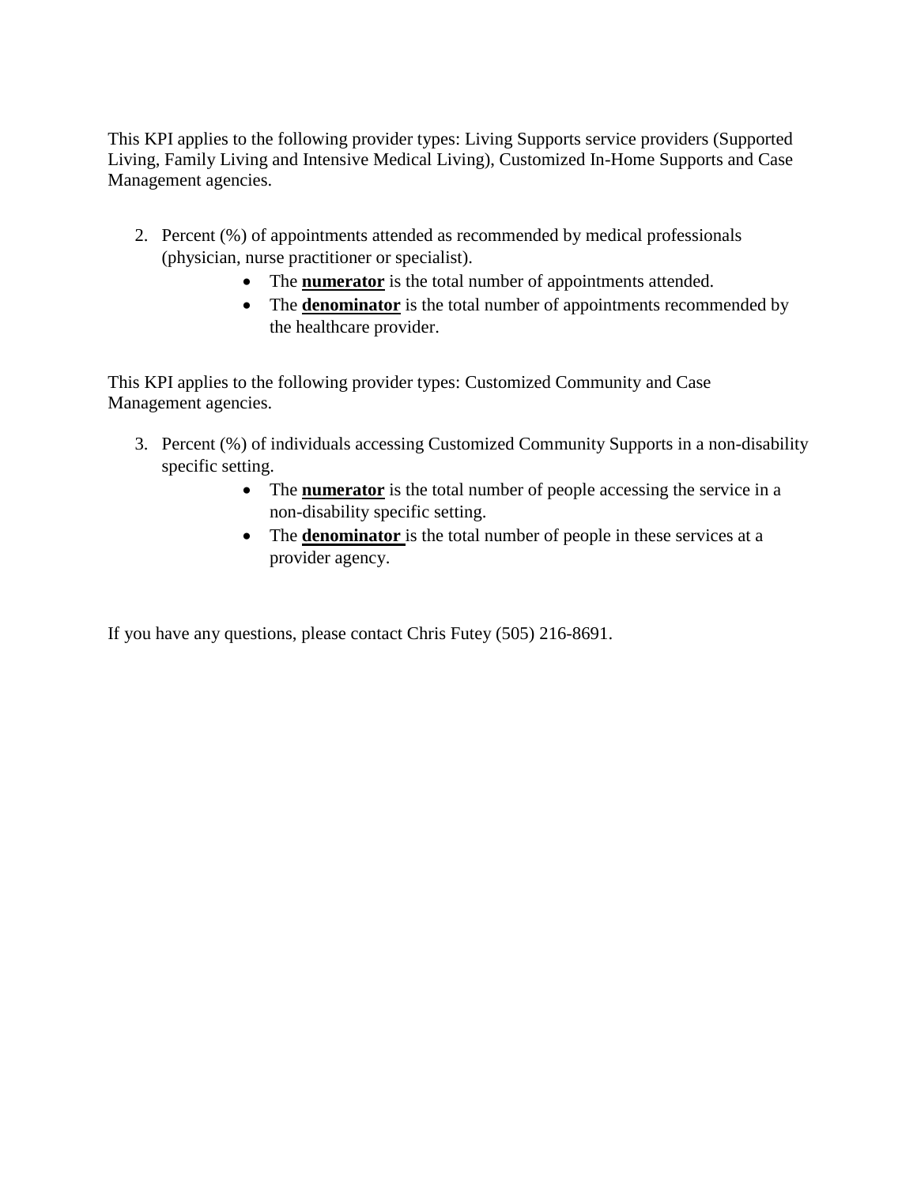This KPI applies to the following provider types: Living Supports service providers (Supported Living, Family Living and Intensive Medical Living), Customized In-Home Supports and Case Management agencies.

2. Percent (%) of appointments attended as recommended by medical professionals (physician, nurse practitioner or specialist).
    - The **numerator** is the total number of appointments attended.
    - The **denominator** is the total number of appointments recommended by the healthcare provider.

This KPI applies to the following provider types: Customized Community and Case Management agencies.

3. Percent (%) of individuals accessing Customized Community Supports in a non-disability specific setting.
    - The **numerator** is the total number of people accessing the service in a non-disability specific setting.
    - The **denominator** is the total number of people in these services at a provider agency.

If you have any questions, please contact Chris Futey (505) 216-8691.